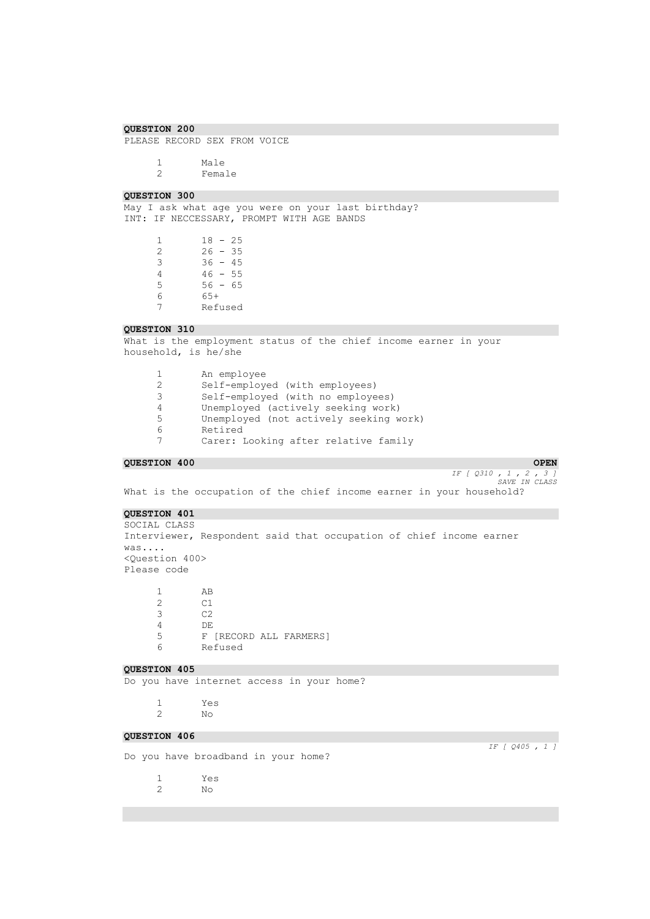**QUESTION 200**

PLEASE RECORD SEX FROM VOICE

1 Male
2 Female

**QUESTION 300**

May I ask what age you were on your last birthday?
INT: IF NECCESSARY, PROMPT WITH AGE BANDS

1 18 - 25
2 26 - 35
3 36 - 45
4 46 - 55
5 56 - 65
6 65+
7 Refused

**QUESTION 310**

What is the employment status of the chief income earner in your household, is he/she

1 An employee
2 Self-employed (with employees)
3 Self-employed (with no employees)
4 Unemployed (actively seeking work)
5 Unemployed (not actively seeking work)
6 Retired
7 Carer: Looking after relative family

**QUESTION 400** **OPEN**

*IF [ Q310 , 1 , 2 , 3 ]*
*SAVE IN CLASS*

What is the occupation of the chief income earner in your household?

**QUESTION 401**

SOCIAL CLASS
Interviewer, Respondent said that occupation of chief income earner was....
<Question 400>
Please code

1 AB
2 C1
3 C2
4 DE
5 F [RECORD ALL FARMERS]
6 Refused

**QUESTION 405**

Do you have internet access in your home?

1 Yes
2 No

**QUESTION 406**

*IF [ Q405 , 1 ]*

Do you have broadband in your home?

1 Yes
2 No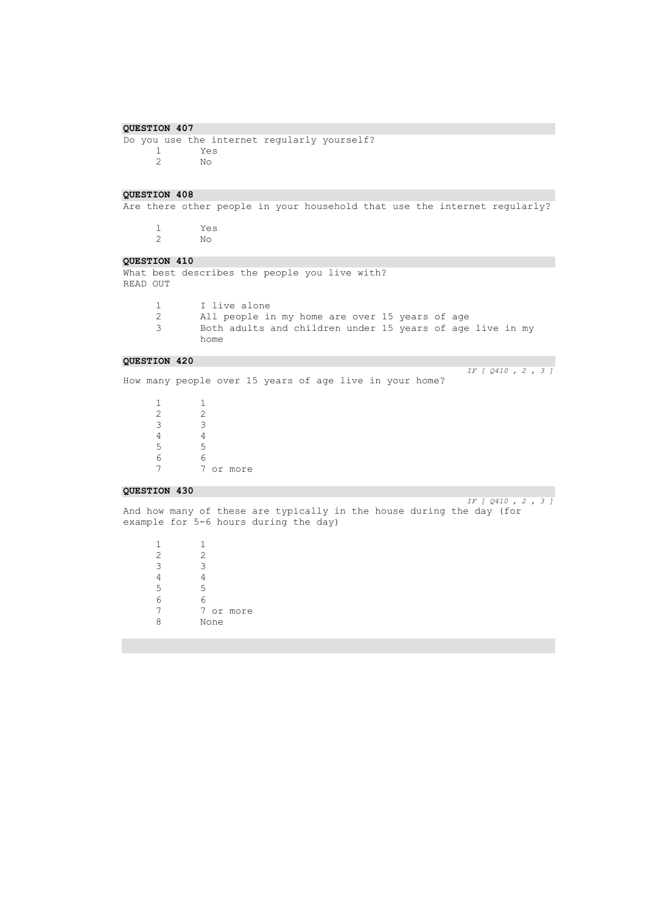**QUESTION 407**

Do you use the internet regularly yourself?

1 Yes
2 No

**QUESTION 408**

Are there other people in your household that use the internet regularly?

1 Yes
2 No

**QUESTION 410**

What best describes the people you live with?
READ OUT

1 I live alone
2 All people in my home are over 15 years of age
3 Both adults and children under 15 years of age live in my home

**QUESTION 420**

*IF [ Q410 , 2 , 3 ]*

How many people over 15 years of age live in your home?

1 1
2 2
3 3
4 4
5 5
6 6
7 7 or more

**QUESTION 430**

*IF [ Q410 , 2 , 3 ]*

And how many of these are typically in the house during the day (for example for 5-6 hours during the day)

1 1
2 2
3 3
4 4
5 5
6 6
7 7 or more
8 None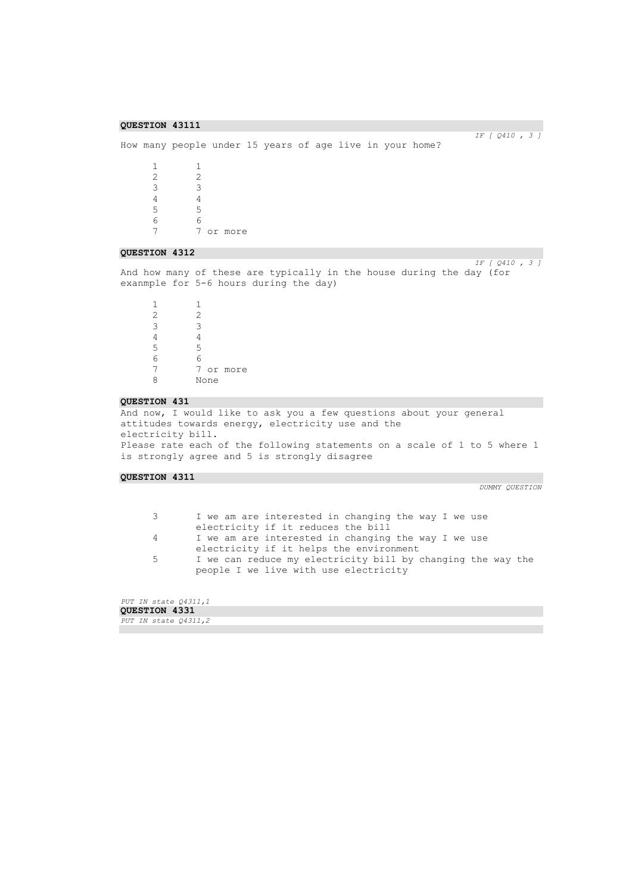**QUESTION 43111**

*IF [ Q410 , 3 ]*

How many people under 15 years of age live in your home?

| | |
|---|---|
| 1 | 1 |
| 2 | 2 |
| 3 | 3 |
| 4 | 4 |
| 5 | 5 |
| 6 | 6 |
| 7 | 7 or more |

**QUESTION 4312**

*IF [ Q410 , 3 ]*

And how many of these are typically in the house during the day (for exanmple for 5-6 hours during the day)

| | |
|---|---|
| 1 | 1 |
| 2 | 2 |
| 3 | 3 |
| 4 | 4 |
| 5 | 5 |
| 6 | 6 |
| 7 | 7 or more |
| 8 | None |

**QUESTION 431**

And now, I would like to ask you a few questions about your general attitudes towards energy, electricity use and the electricity bill.
Please rate each of the following statements on a scale of 1 to 5 where 1 is strongly agree and 5 is strongly disagree

**QUESTION 4311**

*DUMMY QUESTION*

| | |
|---|---|
| 3 | I we am are interested in changing the way I we use electricity if it reduces the bill |
| 4 | I we am are interested in changing the way I we use electricity if it helps the environment |
| 5 | I we can reduce my electricity bill by changing the way the people I we live with use electricity |

*PUT IN state Q4311,1*

**QUESTION 4331**

*PUT IN state Q4311,2*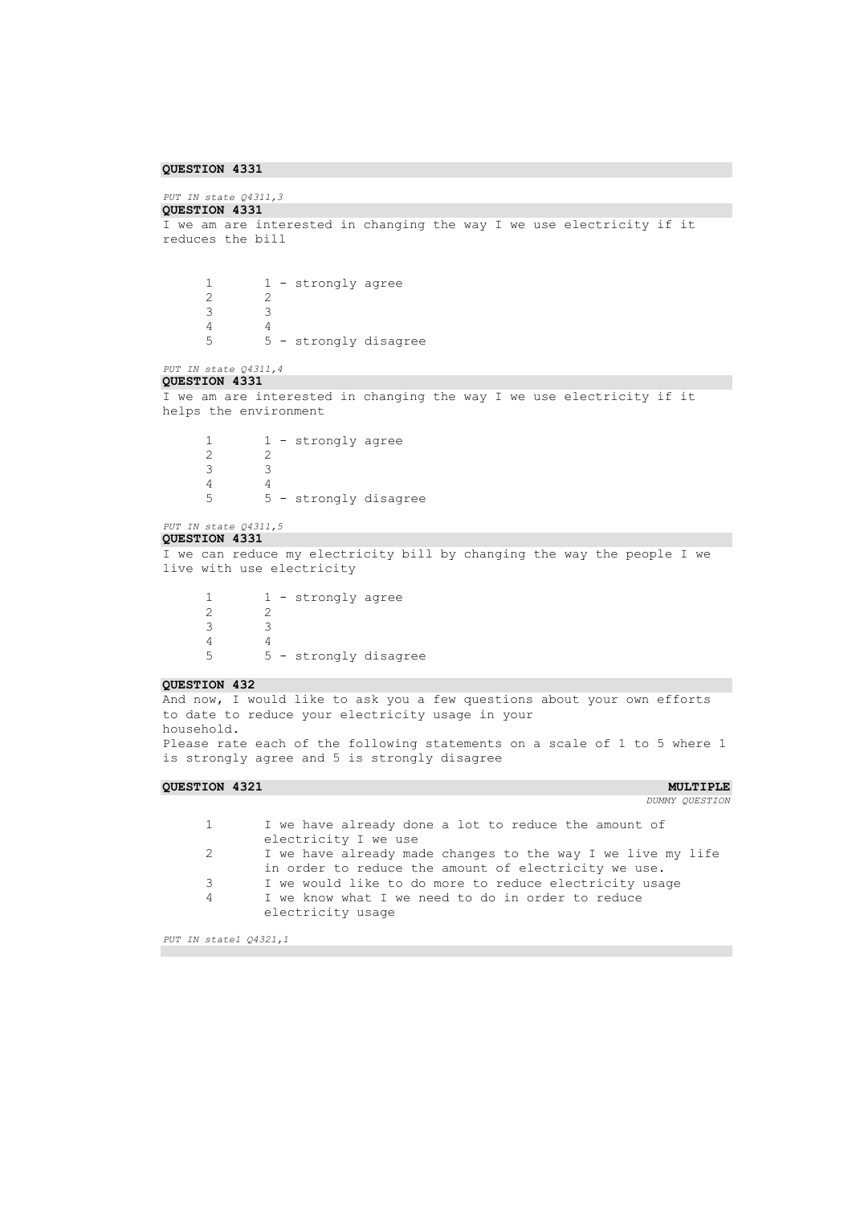**QUESTION 4331**

*PUT IN state Q4311,3*

**QUESTION 4331**

I we am are interested in changing the way I we use electricity if it reduces the bill

| | |
|---|---|
| 1 | 1 - strongly agree |
| 2 | 2 |
| 3 | 3 |
| 4 | 4 |
| 5 | 5 - strongly disagree |

*PUT IN state Q4311,4*

**QUESTION 4331**

I we am are interested in changing the way I we use electricity if it helps the environment

| | |
|---|---|
| 1 | 1 - strongly agree |
| 2 | 2 |
| 3 | 3 |
| 4 | 4 |
| 5 | 5 - strongly disagree |

*PUT IN state Q4311,5*

**QUESTION 4331**

I we can reduce my electricity bill by changing the way the people I we live with use electricity

| | |
|---|---|
| 1 | 1 - strongly agree |
| 2 | 2 |
| 3 | 3 |
| 4 | 4 |
| 5 | 5 - strongly disagree |

**QUESTION 432**

And now, I would like to ask you a few questions about your own efforts to date to reduce your electricity usage in your household.
Please rate each of the following statements on a scale of 1 to 5 where 1 is strongly agree and 5 is strongly disagree

**QUESTION 4321** **MULTIPLE**

*DUMMY QUESTION*

| | |
|---|---|
| 1 | I we have already done a lot to reduce the amount of electricity I we use |
| 2 | I we have already made changes to the way I we live my life in order to reduce the amount of electricity we use. |
| 3 | I we would like to do more to reduce electricity usage |
| 4 | I we know what I we need to do in order to reduce electricity usage |

*PUT IN state1 Q4321,1*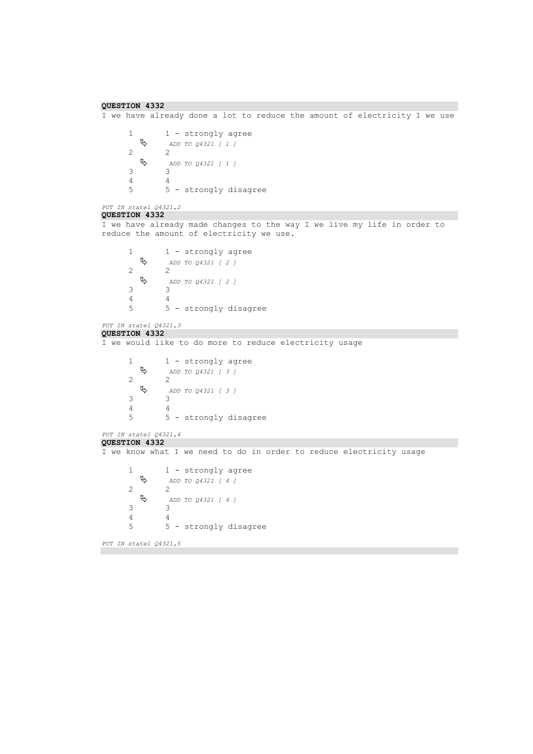**QUESTION 4332**

I we have already done a lot to reduce the amount of electricity I we use

```
1       1 - strongly agree
   ↳     ADD TO Q4321 [ 1 ]
2       2
   ↳     ADD TO Q4321 [ 1 ]
3       3
4       4
5       5 - strongly disagree
```

*PUT IN state1 Q4321,2*

**QUESTION 4332**

I we have already made changes to the way I we live my life in order to reduce the amount of electricity we use.

```
1       1 - strongly agree
   ↳     ADD TO Q4321 [ 2 ]
2       2
   ↳     ADD TO Q4321 [ 2 ]
3       3
4       4
5       5 - strongly disagree
```

*PUT IN state1 Q4321,3*

**QUESTION 4332**

I we would like to do more to reduce electricity usage

```
1       1 - strongly agree
   ↳     ADD TO Q4321 [ 3 ]
2       2
   ↳     ADD TO Q4321 [ 3 ]
3       3
4       4
5       5 - strongly disagree
```

*PUT IN state1 Q4321,4*

**QUESTION 4332**

I we know what I we need to do in order to reduce electricity usage

```
1       1 - strongly agree
   ↳     ADD TO Q4321 [ 4 ]
2       2
   ↳     ADD TO Q4321 [ 4 ]
3       3
4       4
5       5 - strongly disagree
```

*PUT IN state1 Q4321,5*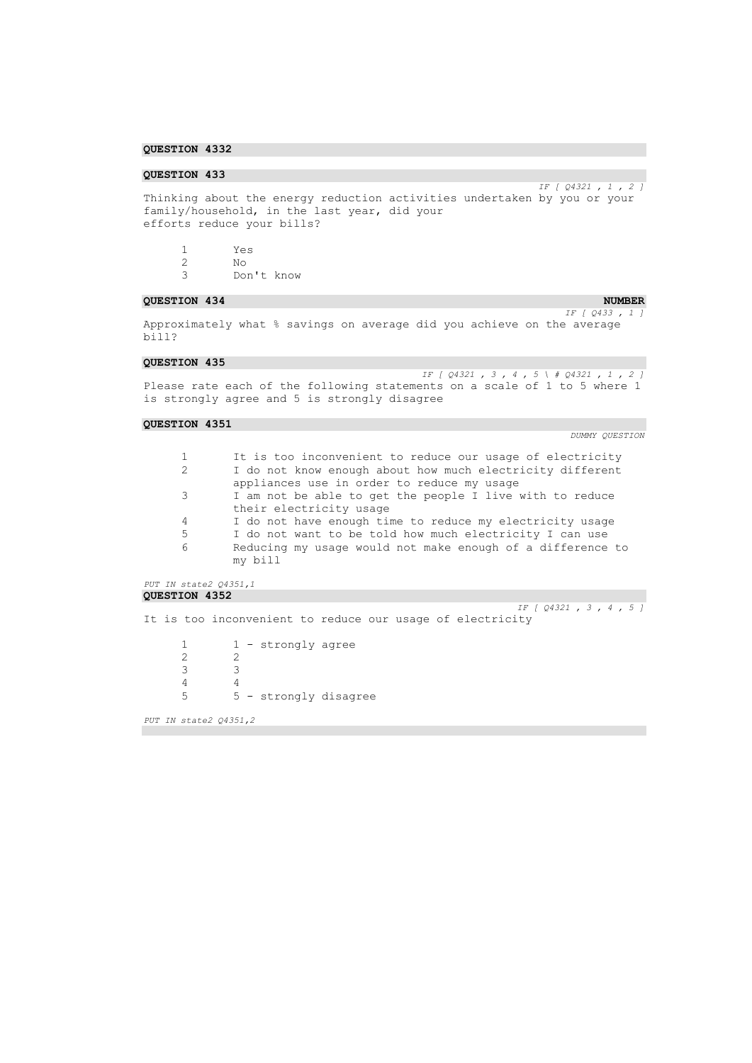**QUESTION 4332**

**QUESTION 433**

*IF [ Q4321 , 1 , 2 ]*

Thinking about the energy reduction activities undertaken by you or your family/household, in the last year, did your efforts reduce your bills?

1 Yes
2 No
3 Don't know

**QUESTION 434** **NUMBER**

*IF [ Q433 , 1 ]*

Approximately what % savings on average did you achieve on the average bill?

**QUESTION 435**

*IF [ Q4321 , 3 , 4 , 5 \ # Q4321 , 1 , 2 ]*

Please rate each of the following statements on a scale of 1 to 5 where 1 is strongly agree and 5 is strongly disagree

**QUESTION 4351**

*DUMMY QUESTION*

1 It is too inconvenient to reduce our usage of electricity
2 I do not know enough about how much electricity different appliances use in order to reduce my usage
3 I am not be able to get the people I live with to reduce their electricity usage
4 I do not have enough time to reduce my electricity usage
5 I do not want to be told how much electricity I can use
6 Reducing my usage would not make enough of a difference to my bill

*PUT IN state2 Q4351,1*

**QUESTION 4352**

*IF [ Q4321 , 3 , 4 , 5 ]*

It is too inconvenient to reduce our usage of electricity

1 1 - strongly agree
2 2
3 3
4 4
5 5 - strongly disagree

*PUT IN state2 Q4351,2*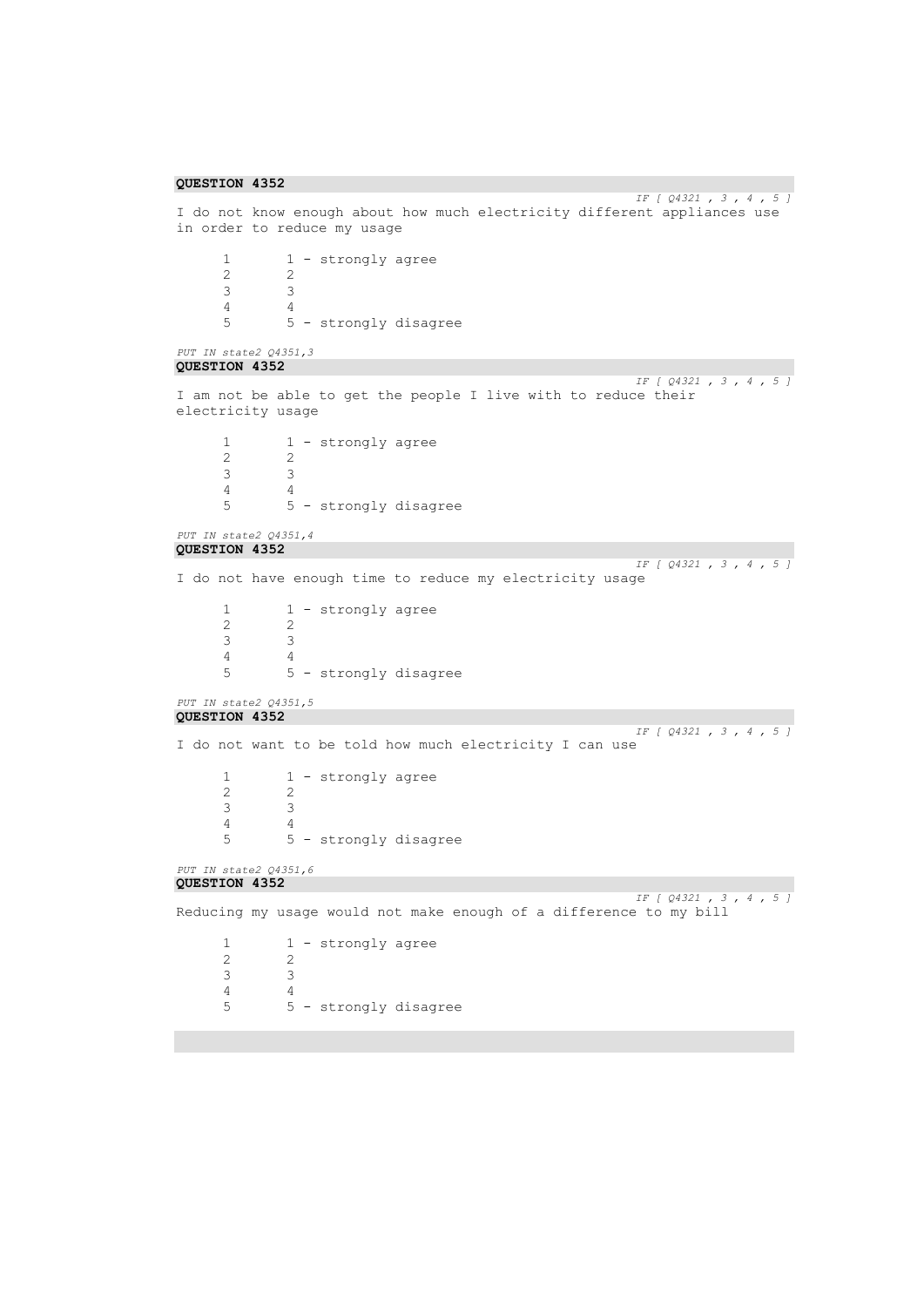**QUESTION 4352**

*IF [ Q4321 , 3 , 4 , 5 ]*

I do not know enough about how much electricity different appliances use in order to reduce my usage

| | |
|---|---|
| 1 | 1 - strongly agree |
| 2 | 2 |
| 3 | 3 |
| 4 | 4 |
| 5 | 5 - strongly disagree |

*PUT IN state2 Q4351,3*

**QUESTION 4352**

*IF [ Q4321 , 3 , 4 , 5 ]*

I am not be able to get the people I live with to reduce their electricity usage

| | |
|---|---|
| 1 | 1 - strongly agree |
| 2 | 2 |
| 3 | 3 |
| 4 | 4 |
| 5 | 5 - strongly disagree |

*PUT IN state2 Q4351,4*

**QUESTION 4352**

*IF [ Q4321 , 3 , 4 , 5 ]*

I do not have enough time to reduce my electricity usage

| | |
|---|---|
| 1 | 1 - strongly agree |
| 2 | 2 |
| 3 | 3 |
| 4 | 4 |
| 5 | 5 - strongly disagree |

*PUT IN state2 Q4351,5*

**QUESTION 4352**

*IF [ Q4321 , 3 , 4 , 5 ]*

I do not want to be told how much electricity I can use

| | |
|---|---|
| 1 | 1 - strongly agree |
| 2 | 2 |
| 3 | 3 |
| 4 | 4 |
| 5 | 5 - strongly disagree |

*PUT IN state2 Q4351,6*

**QUESTION 4352**

*IF [ Q4321 , 3 , 4 , 5 ]*

Reducing my usage would not make enough of a difference to my bill

| | |
|---|---|
| 1 | 1 - strongly agree |
| 2 | 2 |
| 3 | 3 |
| 4 | 4 |
| 5 | 5 - strongly disagree |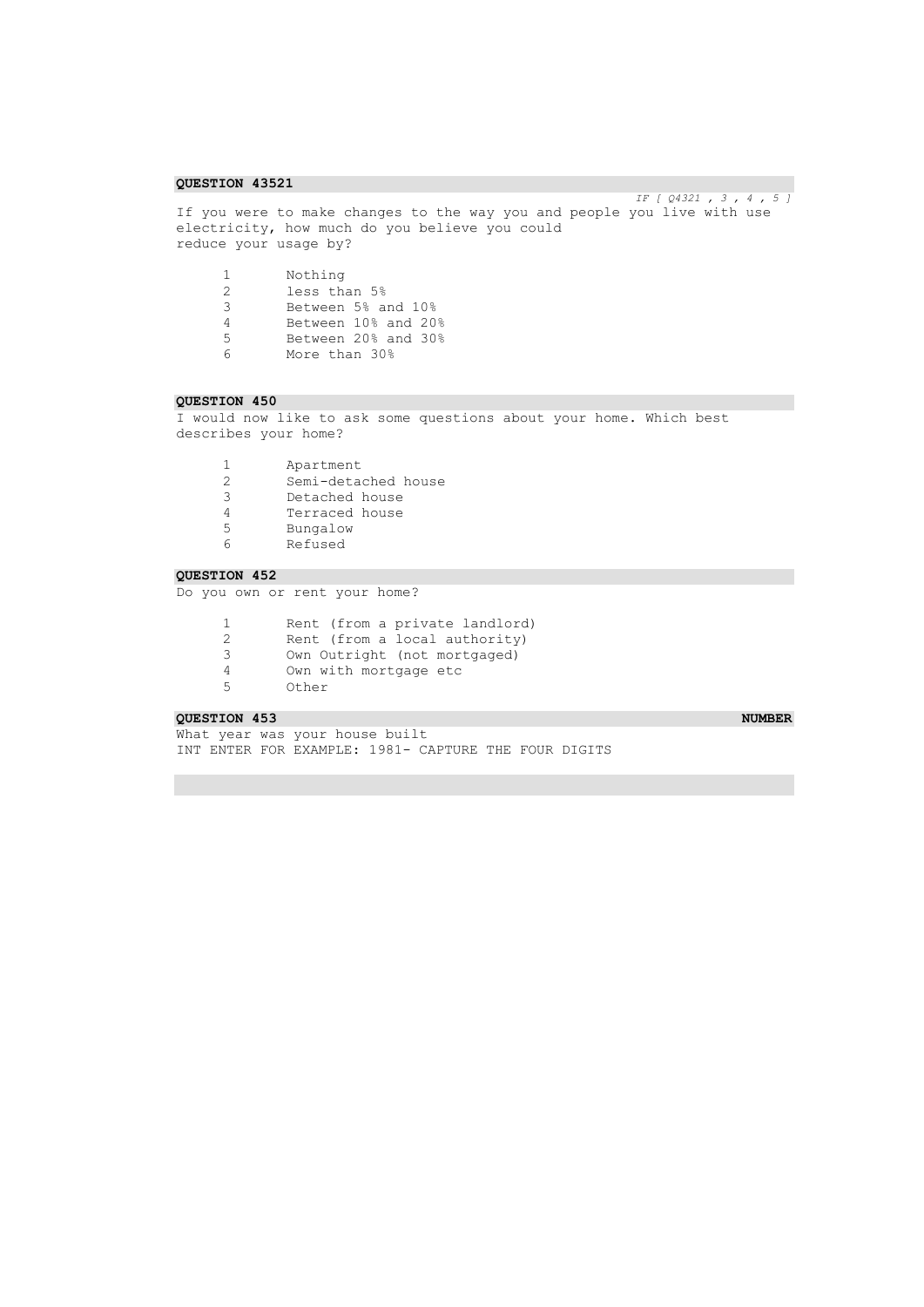**QUESTION 43521**

*IF [ Q4321 , 3 , 4 , 5 ]*

If you were to make changes to the way you and people you live with use electricity, how much do you believe you could reduce your usage by?

1 Nothing
2 less than 5%
3 Between 5% and 10%
4 Between 10% and 20%
5 Between 20% and 30%
6 More than 30%

**QUESTION 450**

I would now like to ask some questions about your home. Which best describes your home?

1 Apartment
2 Semi-detached house
3 Detached house
4 Terraced house
5 Bungalow
6 Refused

**QUESTION 452**

Do you own or rent your home?

1 Rent (from a private landlord)
2 Rent (from a local authority)
3 Own Outright (not mortgaged)
4 Own with mortgage etc
5 Other

**QUESTION 453** **NUMBER**

What year was your house built
INT ENTER FOR EXAMPLE: 1981- CAPTURE THE FOUR DIGITS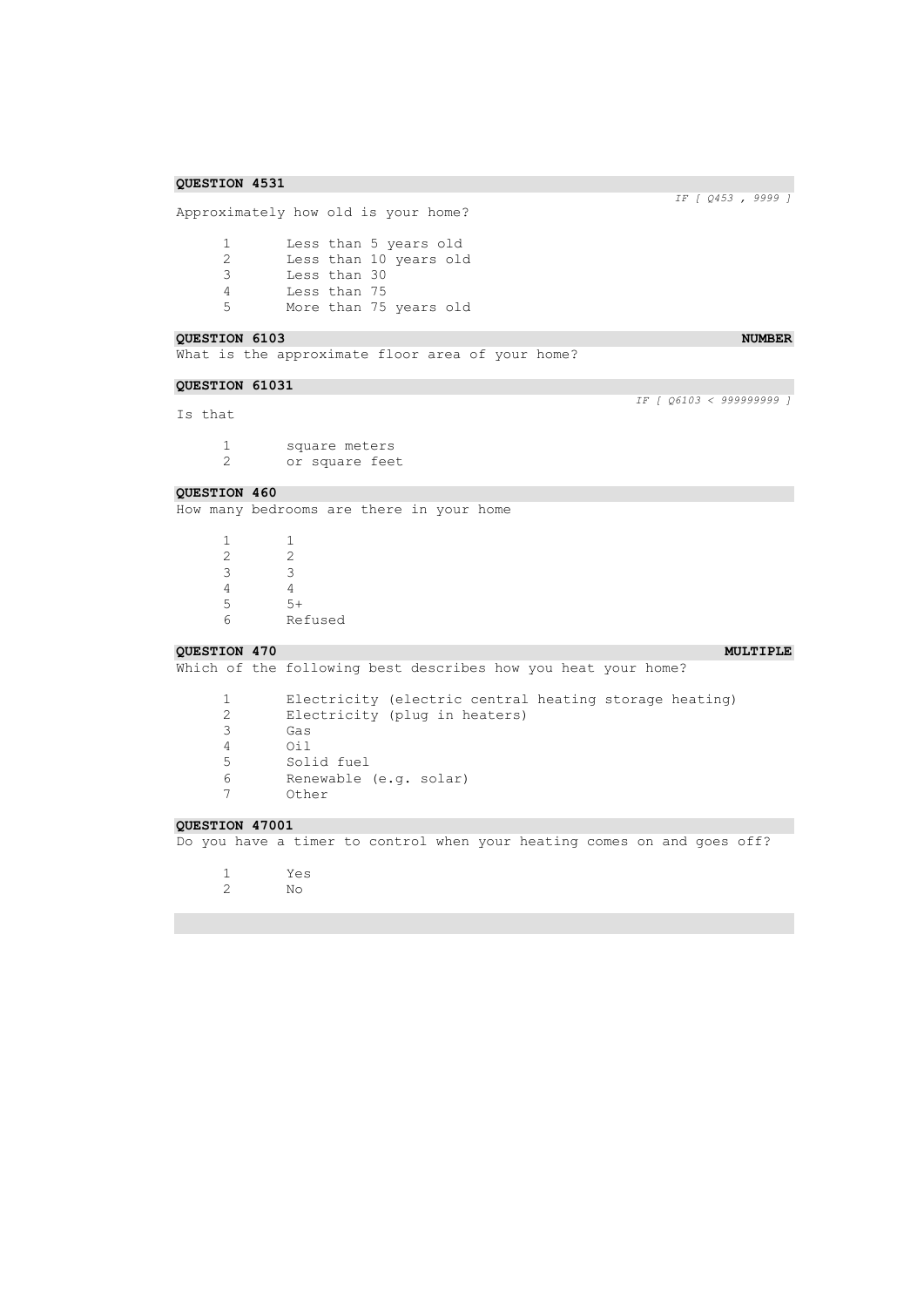**QUESTION 4531**

*IF [ Q453 , 9999 ]*

Approximately how old is your home?

1 Less than 5 years old
2 Less than 10 years old
3 Less than 30
4 Less than 75
5 More than 75 years old

**QUESTION 6103** **NUMBER**

What is the approximate floor area of your home?

**QUESTION 61031**

*IF [ Q6103 < 999999999 ]*

Is that

1 square meters
2 or square feet

**QUESTION 460**

How many bedrooms are there in your home

1 1
2 2
3 3
4 4
5 5+
6 Refused

**QUESTION 470** **MULTIPLE**

Which of the following best describes how you heat your home?

1 Electricity (electric central heating storage heating)
2 Electricity (plug in heaters)
3 Gas
4 Oil
5 Solid fuel
6 Renewable (e.g. solar)
7 Other

**QUESTION 47001**

Do you have a timer to control when your heating comes on and goes off?

1 Yes
2 No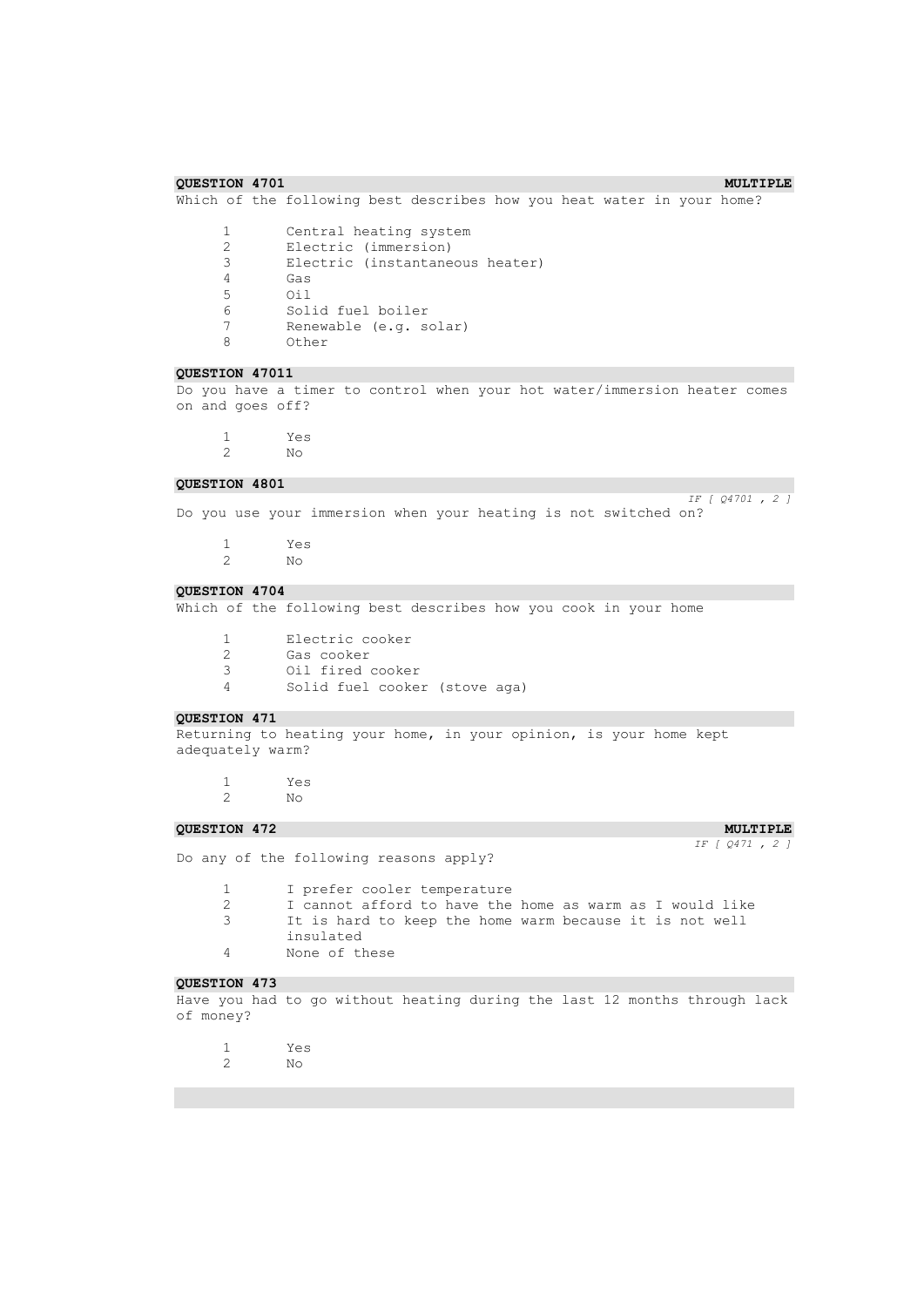**QUESTION 4701** **MULTIPLE**

Which of the following best describes how you heat water in your home?

1. Central heating system
2. Electric (immersion)
3. Electric (instantaneous heater)
4. Gas
5. Oil
6. Solid fuel boiler
7. Renewable (e.g. solar)
8. Other

**QUESTION 47011**

Do you have a timer to control when your hot water/immersion heater comes on and goes off?

1. Yes
2. No

**QUESTION 4801**

*IF [ Q4701 , 2 ]*

Do you use your immersion when your heating is not switched on?

1. Yes
2. No

**QUESTION 4704**

Which of the following best describes how you cook in your home

1. Electric cooker
2. Gas cooker
3. Oil fired cooker
4. Solid fuel cooker (stove aga)

**QUESTION 471**

Returning to heating your home, in your opinion, is your home kept adequately warm?

1. Yes
2. No

**QUESTION 472** **MULTIPLE**

*IF [ Q471 , 2 ]*

Do any of the following reasons apply?

1. I prefer cooler temperature
2. I cannot afford to have the home as warm as I would like
3. It is hard to keep the home warm because it is not well insulated
4. None of these

**QUESTION 473**

Have you had to go without heating during the last 12 months through lack of money?

1. Yes
2. No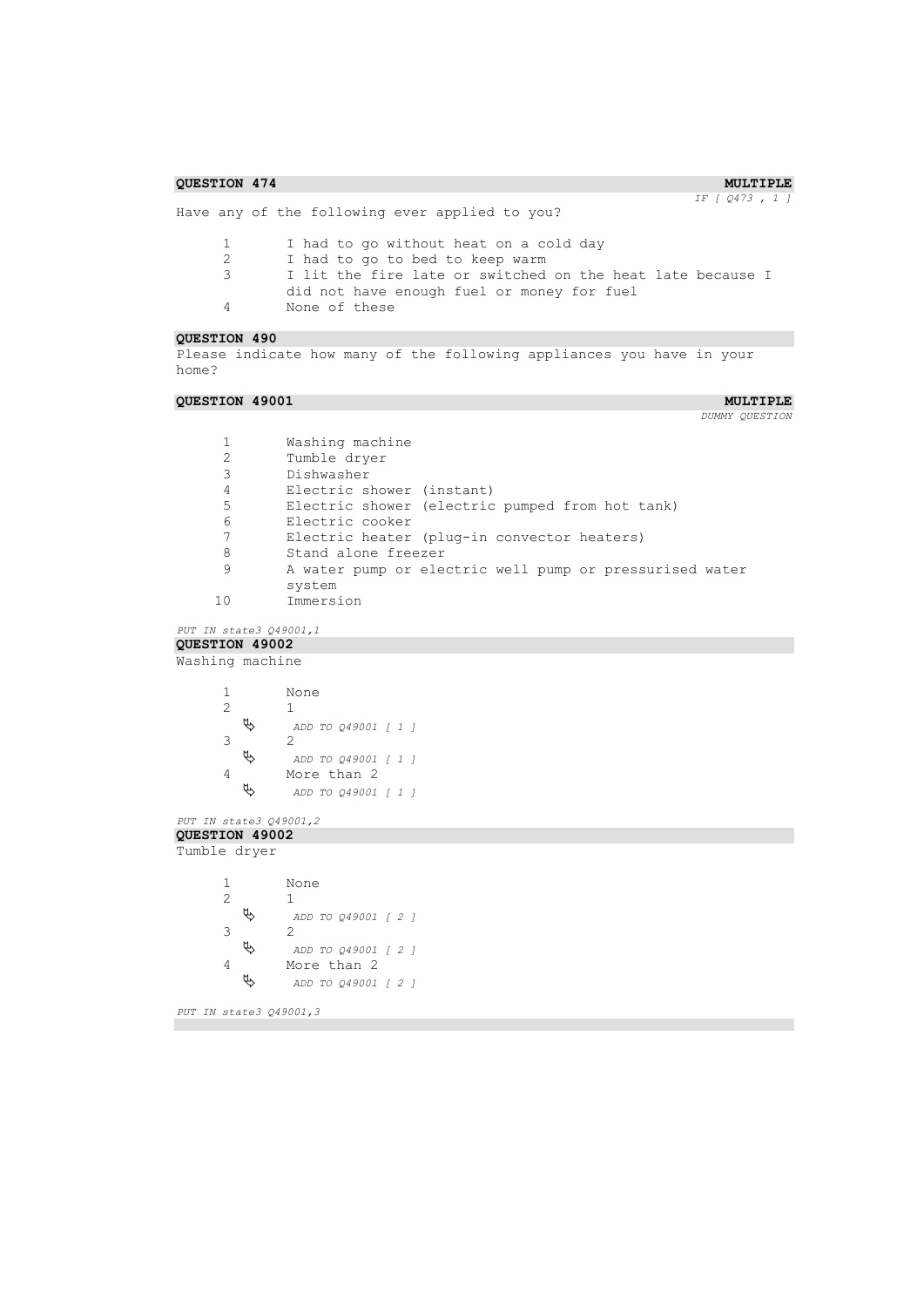**QUESTION 474** **MULTIPLE**

*IF [ Q473 , 1 ]*

Have any of the following ever applied to you?

1 I had to go without heat on a cold day
2 I had to go to bed to keep warm
3 I lit the fire late or switched on the heat late because I did not have enough fuel or money for fuel
4 None of these

**QUESTION 490**

Please indicate how many of the following appliances you have in your home?

**QUESTION 49001** **MULTIPLE**

*DUMMY QUESTION*

1 Washing machine
2 Tumble dryer
3 Dishwasher
4 Electric shower (instant)
5 Electric shower (electric pumped from hot tank)
6 Electric cooker
7 Electric heater (plug-in convector heaters)
8 Stand alone freezer
9 A water pump or electric well pump or pressurised water system
10 Immersion

*PUT IN state3 Q49001,1*

**QUESTION 49002**

Washing machine

1 None
2 1
 *ADD TO Q49001 [ 1 ]*
3 2
 *ADD TO Q49001 [ 1 ]*
4 More than 2
 *ADD TO Q49001 [ 1 ]*

*PUT IN state3 Q49001,2*

**QUESTION 49002**

Tumble dryer

1 None
2 1
 *ADD TO Q49001 [ 2 ]*
3 2
 *ADD TO Q49001 [ 2 ]*
4 More than 2
 *ADD TO Q49001 [ 2 ]*

*PUT IN state3 Q49001,3*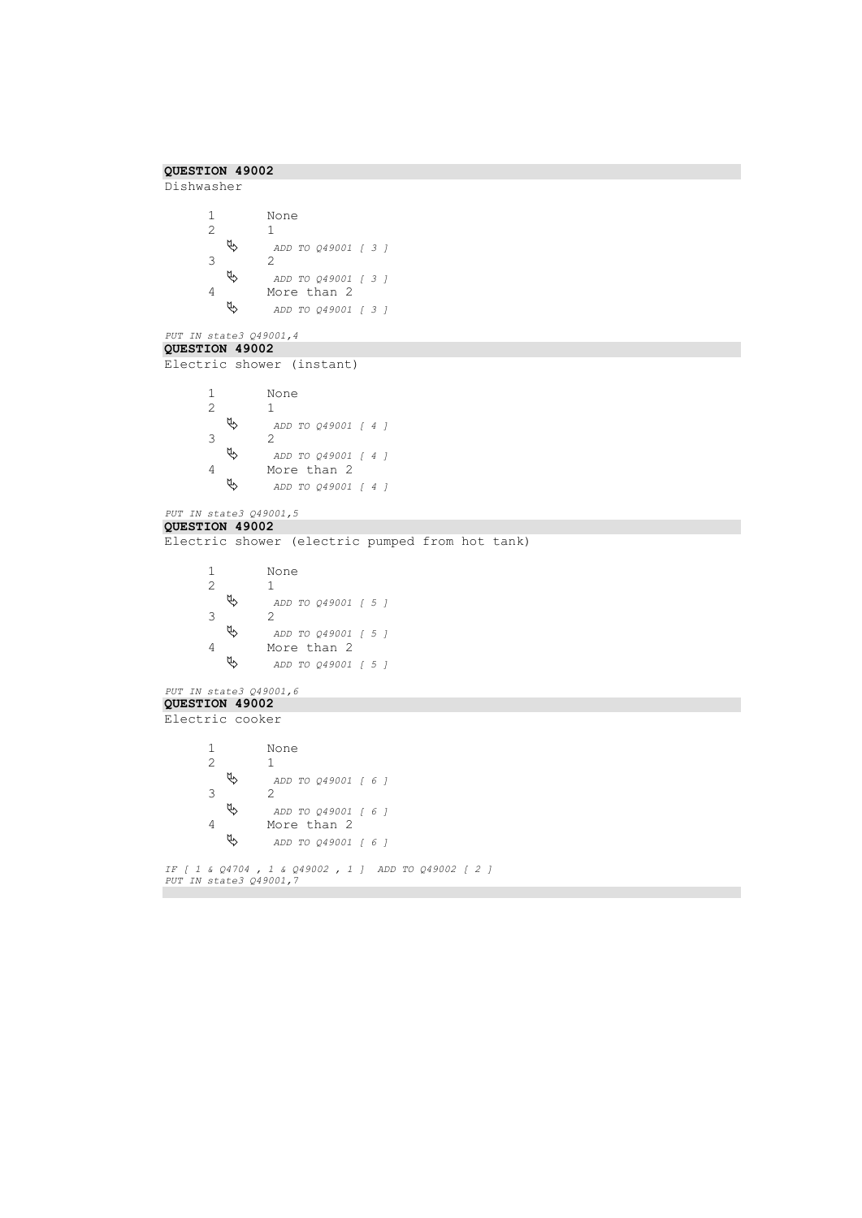**QUESTION 49002**

Dishwasher

1 None
2 1
  ↳ *ADD TO Q49001 [ 3 ]*
3 2
  ↳ *ADD TO Q49001 [ 3 ]*
4 More than 2
  ↳ *ADD TO Q49001 [ 3 ]*

*PUT IN state3 Q49001,4*

**QUESTION 49002**

Electric shower (instant)

1 None
2 1
  ↳ *ADD TO Q49001 [ 4 ]*
3 2
  ↳ *ADD TO Q49001 [ 4 ]*
4 More than 2
  ↳ *ADD TO Q49001 [ 4 ]*

*PUT IN state3 Q49001,5*

**QUESTION 49002**

Electric shower (electric pumped from hot tank)

1 None
2 1
  ↳ *ADD TO Q49001 [ 5 ]*
3 2
  ↳ *ADD TO Q49001 [ 5 ]*
4 More than 2
  ↳ *ADD TO Q49001 [ 5 ]*

*PUT IN state3 Q49001,6*

**QUESTION 49002**

Electric cooker

1 None
2 1
  ↳ *ADD TO Q49001 [ 6 ]*
3 2
  ↳ *ADD TO Q49001 [ 6 ]*
4 More than 2
  ↳ *ADD TO Q49001 [ 6 ]*

*IF [ 1 & Q4704 , 1 & Q49002 , 1 ] ADD TO Q49002 [ 2 ]*
*PUT IN state3 Q49001,7*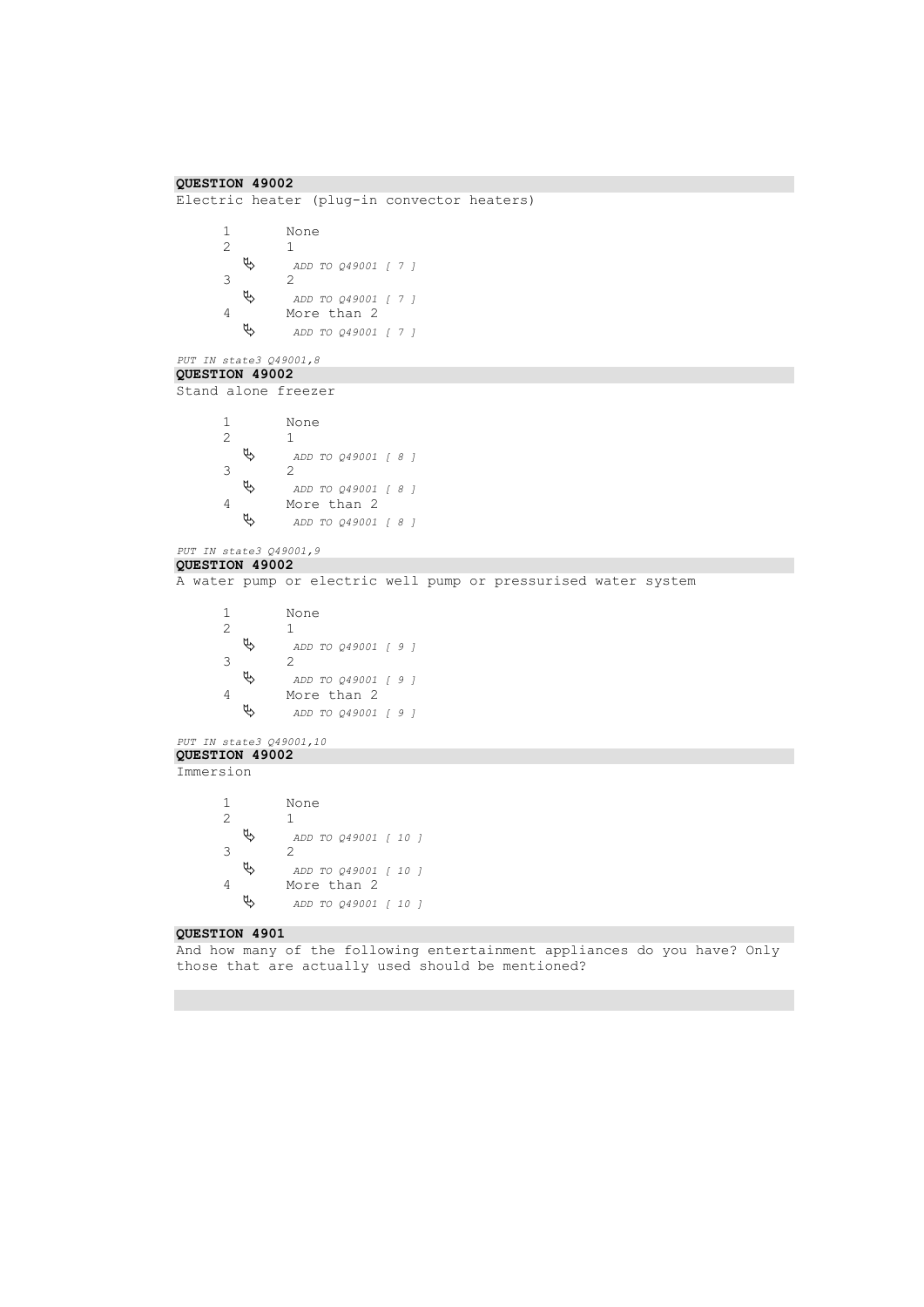**QUESTION 49002**

Electric heater (plug-in convector heaters)

1 None
2 1
↳ *ADD TO Q49001 [ 7 ]*
3 2
↳ *ADD TO Q49001 [ 7 ]*
4 More than 2
↳ *ADD TO Q49001 [ 7 ]*

*PUT IN state3 Q49001,8*

**QUESTION 49002**

Stand alone freezer

1 None
2 1
↳ *ADD TO Q49001 [ 8 ]*
3 2
↳ *ADD TO Q49001 [ 8 ]*
4 More than 2
↳ *ADD TO Q49001 [ 8 ]*

*PUT IN state3 Q49001,9*

**QUESTION 49002**

A water pump or electric well pump or pressurised water system

1 None
2 1
↳ *ADD TO Q49001 [ 9 ]*
3 2
↳ *ADD TO Q49001 [ 9 ]*
4 More than 2
↳ *ADD TO Q49001 [ 9 ]*

*PUT IN state3 Q49001,10*

**QUESTION 49002**

Immersion

1 None
2 1
↳ *ADD TO Q49001 [ 10 ]*
3 2
↳ *ADD TO Q49001 [ 10 ]*
4 More than 2
↳ *ADD TO Q49001 [ 10 ]*

**QUESTION 4901**

And how many of the following entertainment appliances do you have? Only those that are actually used should be mentioned?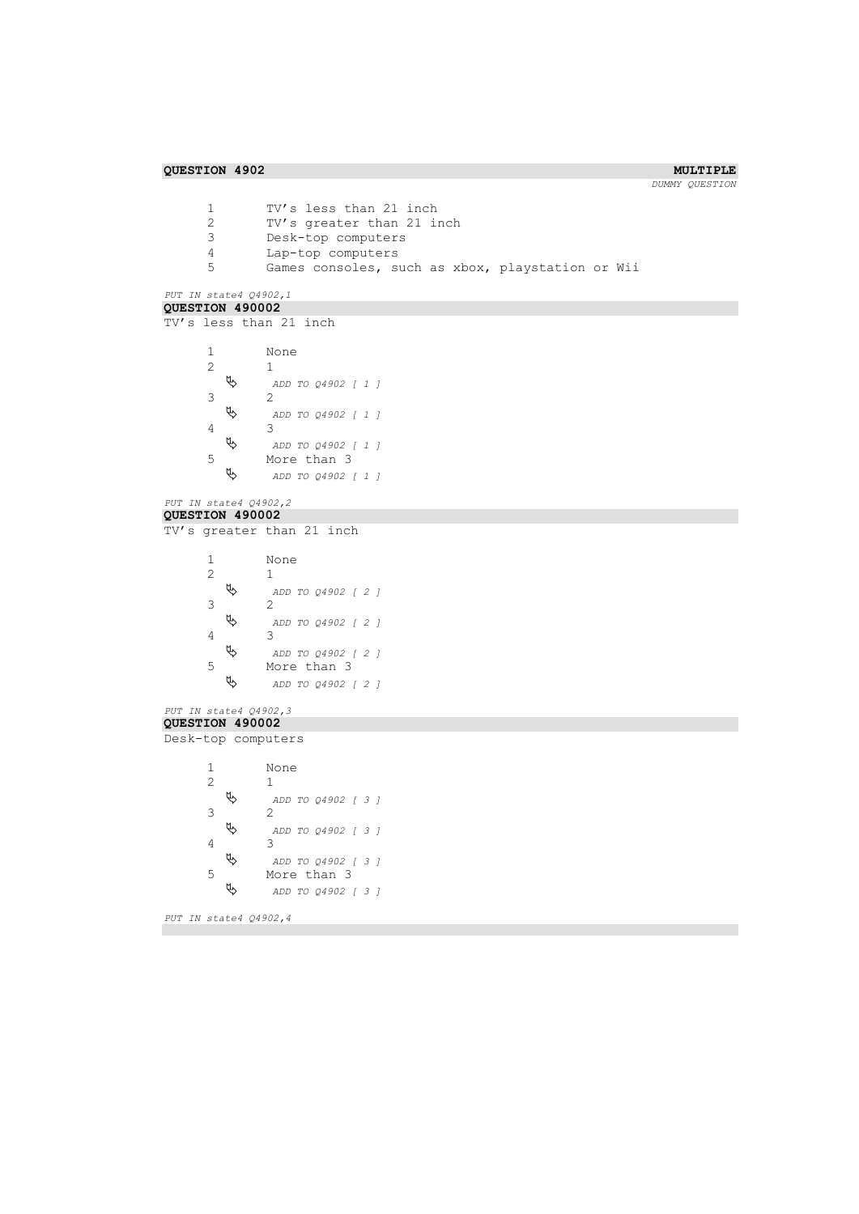**QUESTION 4902** **MULTIPLE**

*DUMMY QUESTION*

1 TV's less than 21 inch
2 TV's greater than 21 inch
3 Desk-top computers
4 Lap-top computers
5 Games consoles, such as xbox, playstation or Wii

*PUT IN state4 Q4902,1*

**QUESTION 490002**

TV's less than 21 inch

1 None
2 1
 ↳ *ADD TO Q4902 [ 1 ]*
3 2
 ↳ *ADD TO Q4902 [ 1 ]*
4 3
 ↳ *ADD TO Q4902 [ 1 ]*
5 More than 3
 ↳ *ADD TO Q4902 [ 1 ]*

*PUT IN state4 Q4902,2*

**QUESTION 490002**

TV's greater than 21 inch

1 None
2 1
 ↳ *ADD TO Q4902 [ 2 ]*
3 2
 ↳ *ADD TO Q4902 [ 2 ]*
4 3
 ↳ *ADD TO Q4902 [ 2 ]*
5 More than 3
 ↳ *ADD TO Q4902 [ 2 ]*

*PUT IN state4 Q4902,3*

**QUESTION 490002**

Desk-top computers

1 None
2 1
 ↳ *ADD TO Q4902 [ 3 ]*
3 2
 ↳ *ADD TO Q4902 [ 3 ]*
4 3
 ↳ *ADD TO Q4902 [ 3 ]*
5 More than 3
 ↳ *ADD TO Q4902 [ 3 ]*

*PUT IN state4 Q4902,4*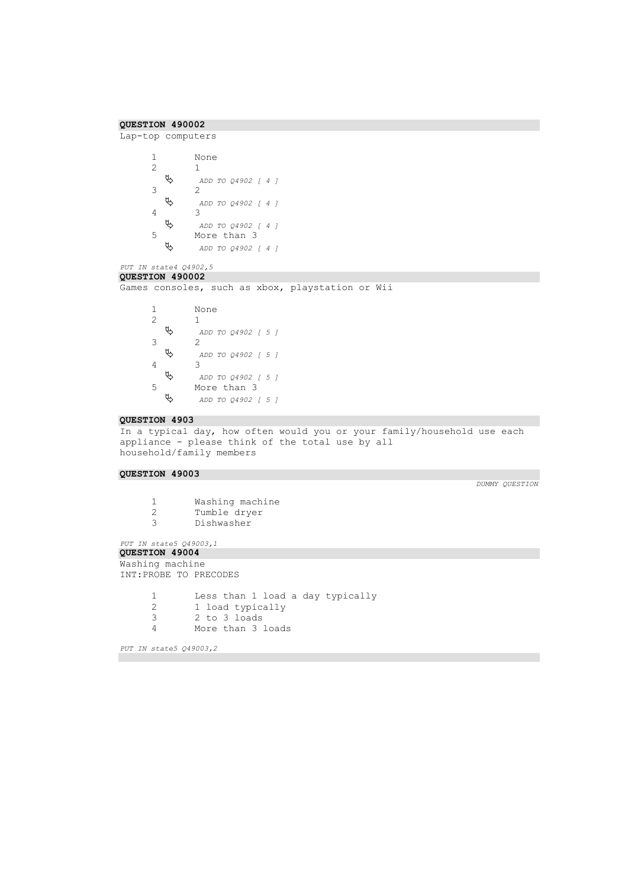**QUESTION 490002**

Lap-top computers

1 None
2 1
↳ *ADD TO Q4902 [ 4 ]*
3 2
↳ *ADD TO Q4902 [ 4 ]*
4 3
↳ *ADD TO Q4902 [ 4 ]*
5 More than 3
↳ *ADD TO Q4902 [ 4 ]*

*PUT IN state4 Q4902,5*

**QUESTION 490002**

Games consoles, such as xbox, playstation or Wii

1 None
2 1
↳ *ADD TO Q4902 [ 5 ]*
3 2
↳ *ADD TO Q4902 [ 5 ]*
4 3
↳ *ADD TO Q4902 [ 5 ]*
5 More than 3
↳ *ADD TO Q4902 [ 5 ]*

**QUESTION 4903**

In a typical day, how often would you or your family/household use each appliance - please think of the total use by all household/family members

**QUESTION 49003**

*DUMMY QUESTION*

1 Washing machine
2 Tumble dryer
3 Dishwasher

*PUT IN state5 Q49003,1*

**QUESTION 49004**

Washing machine
INT:PROBE TO PRECODES

1 Less than 1 load a day typically
2 1 load typically
3 2 to 3 loads
4 More than 3 loads

*PUT IN state5 Q49003,2*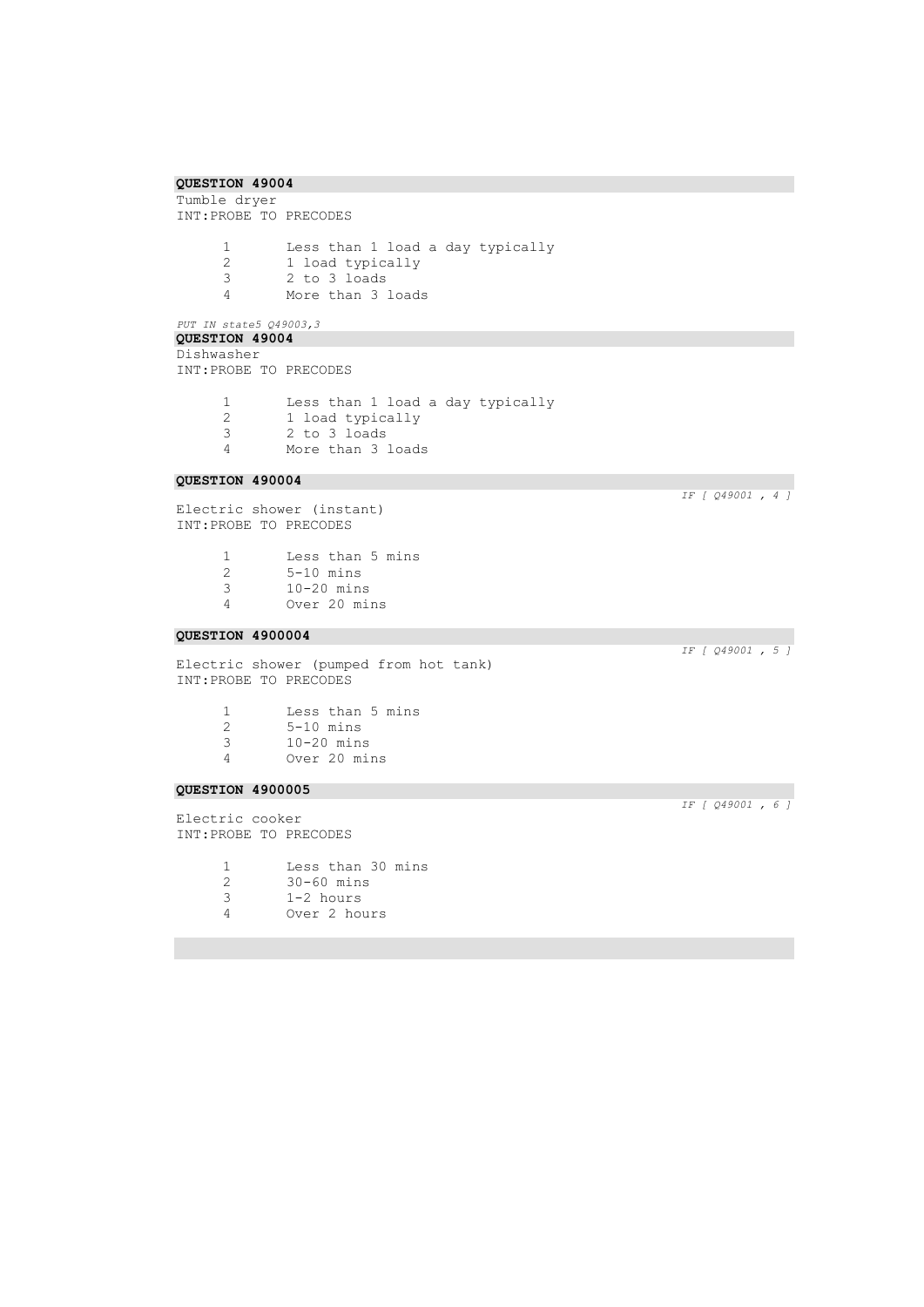**QUESTION 49004**

Tumble dryer
INT:PROBE TO PRECODES

1 Less than 1 load a day typically
2 1 load typically
3 2 to 3 loads
4 More than 3 loads

*PUT IN state5 Q49003,3*

**QUESTION 49004**

Dishwasher
INT:PROBE TO PRECODES

1 Less than 1 load a day typically
2 1 load typically
3 2 to 3 loads
4 More than 3 loads

**QUESTION 490004**

*IF [ Q49001 , 4 ]*

Electric shower (instant)
INT:PROBE TO PRECODES

1 Less than 5 mins
2 5-10 mins
3 10-20 mins
4 Over 20 mins

**QUESTION 4900004**

*IF [ Q49001 , 5 ]*

Electric shower (pumped from hot tank)
INT:PROBE TO PRECODES

1 Less than 5 mins
2 5-10 mins
3 10-20 mins
4 Over 20 mins

**QUESTION 4900005**

*IF [ Q49001 , 6 ]*

Electric cooker
INT:PROBE TO PRECODES

1 Less than 30 mins
2 30-60 mins
3 1-2 hours
4 Over 2 hours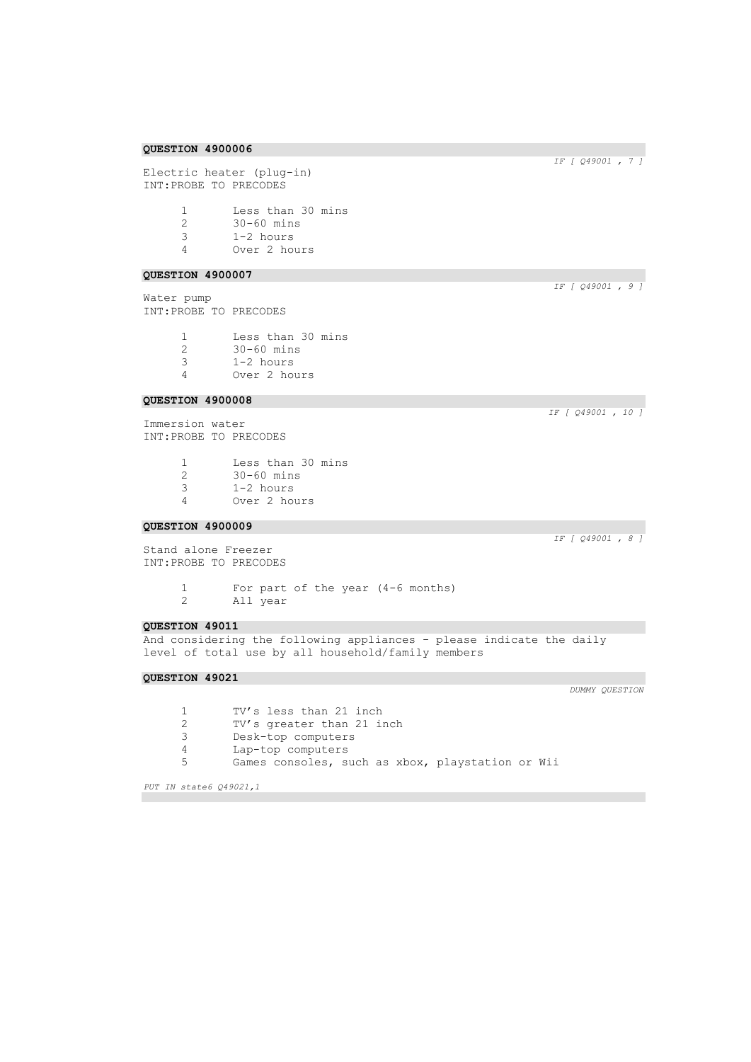**QUESTION 4900006**

*IF [ Q49001 , 7 ]*

Electric heater (plug-in)
INT:PROBE TO PRECODES

1 Less than 30 mins
2 30-60 mins
3 1-2 hours
4 Over 2 hours

**QUESTION 4900007**

*IF [ Q49001 , 9 ]*

Water pump
INT:PROBE TO PRECODES

1 Less than 30 mins
2 30-60 mins
3 1-2 hours
4 Over 2 hours

**QUESTION 4900008**

*IF [ Q49001 , 10 ]*

Immersion water
INT:PROBE TO PRECODES

1 Less than 30 mins
2 30-60 mins
3 1-2 hours
4 Over 2 hours

**QUESTION 4900009**

*IF [ Q49001 , 8 ]*

Stand alone Freezer
INT:PROBE TO PRECODES

1 For part of the year (4-6 months)
2 All year

**QUESTION 49011**

And considering the following appliances - please indicate the daily level of total use by all household/family members

**QUESTION 49021**

*DUMMY QUESTION*

1 TV's less than 21 inch
2 TV's greater than 21 inch
3 Desk-top computers
4 Lap-top computers
5 Games consoles, such as xbox, playstation or Wii

*PUT IN state6 Q49021,1*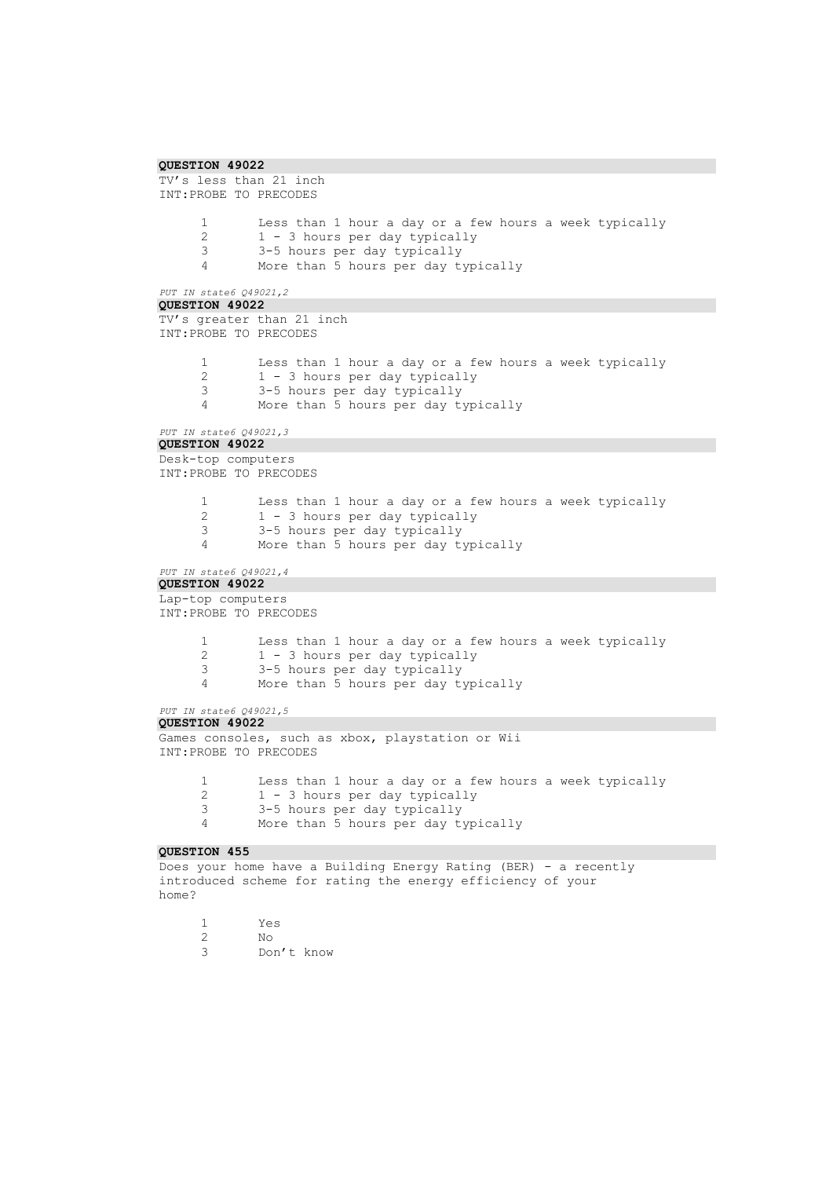**QUESTION 49022**

TV's less than 21 inch
INT:PROBE TO PRECODES

1 Less than 1 hour a day or a few hours a week typically
2 1 - 3 hours per day typically
3 3-5 hours per day typically
4 More than 5 hours per day typically

*PUT IN state6 Q49021,2*

**QUESTION 49022**

TV's greater than 21 inch
INT:PROBE TO PRECODES

1 Less than 1 hour a day or a few hours a week typically
2 1 - 3 hours per day typically
3 3-5 hours per day typically
4 More than 5 hours per day typically

*PUT IN state6 Q49021,3*

**QUESTION 49022**

Desk-top computers
INT:PROBE TO PRECODES

1 Less than 1 hour a day or a few hours a week typically
2 1 - 3 hours per day typically
3 3-5 hours per day typically
4 More than 5 hours per day typically

*PUT IN state6 Q49021,4*

**QUESTION 49022**

Lap-top computers
INT:PROBE TO PRECODES

1 Less than 1 hour a day or a few hours a week typically
2 1 - 3 hours per day typically
3 3-5 hours per day typically
4 More than 5 hours per day typically

*PUT IN state6 Q49021,5*

**QUESTION 49022**

Games consoles, such as xbox, playstation or Wii
INT:PROBE TO PRECODES

1 Less than 1 hour a day or a few hours a week typically
2 1 - 3 hours per day typically
3 3-5 hours per day typically
4 More than 5 hours per day typically

**QUESTION 455**

Does your home have a Building Energy Rating (BER) - a recently introduced scheme for rating the energy efficiency of your home?

1 Yes
2 No
3 Don't know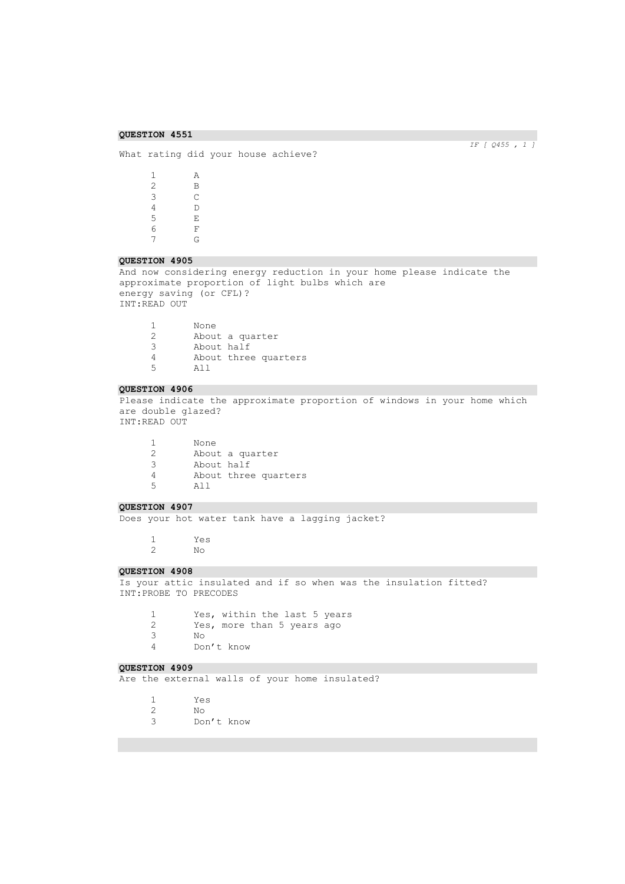**QUESTION 4551**

*IF [ Q455 , 1 ]*

What rating did your house achieve?

1 A
2 B
3 C
4 D
5 E
6 F
7 G

**QUESTION 4905**

And now considering energy reduction in your home please indicate the approximate proportion of light bulbs which are energy saving (or CFL)?
INT:READ OUT

1 None
2 About a quarter
3 About half
4 About three quarters
5 All

**QUESTION 4906**

Please indicate the approximate proportion of windows in your home which are double glazed?
INT:READ OUT

1 None
2 About a quarter
3 About half
4 About three quarters
5 All

**QUESTION 4907**

Does your hot water tank have a lagging jacket?

1 Yes
2 No

**QUESTION 4908**

Is your attic insulated and if so when was the insulation fitted?
INT:PROBE TO PRECODES

1 Yes, within the last 5 years
2 Yes, more than 5 years ago
3 No
4 Don't know

**QUESTION 4909**

Are the external walls of your home insulated?

1 Yes
2 No
3 Don't know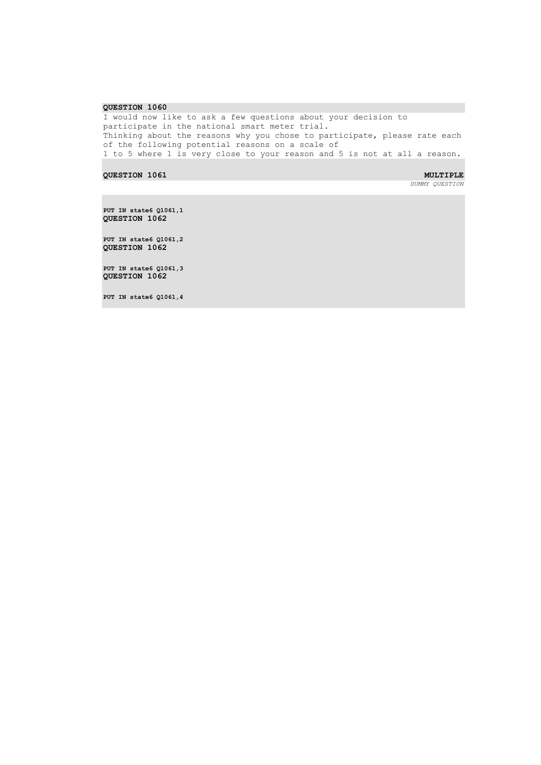**QUESTION 1060**

I would now like to ask a few questions about your decision to participate in the national smart meter trial.
Thinking about the reasons why you chose to participate, please rate each of the following potential reasons on a scale of
1 to 5 where 1 is very close to your reason and 5 is not at all a reason.

**QUESTION 1061** **MULTIPLE**

*DUMMY QUESTION*

**PUT IN state6 Q1061,1**
**QUESTION 1062**

**PUT IN state6 Q1061,2**
**QUESTION 1062**

**PUT IN state6 Q1061,3**
**QUESTION 1062**

**PUT IN state6 Q1061,4**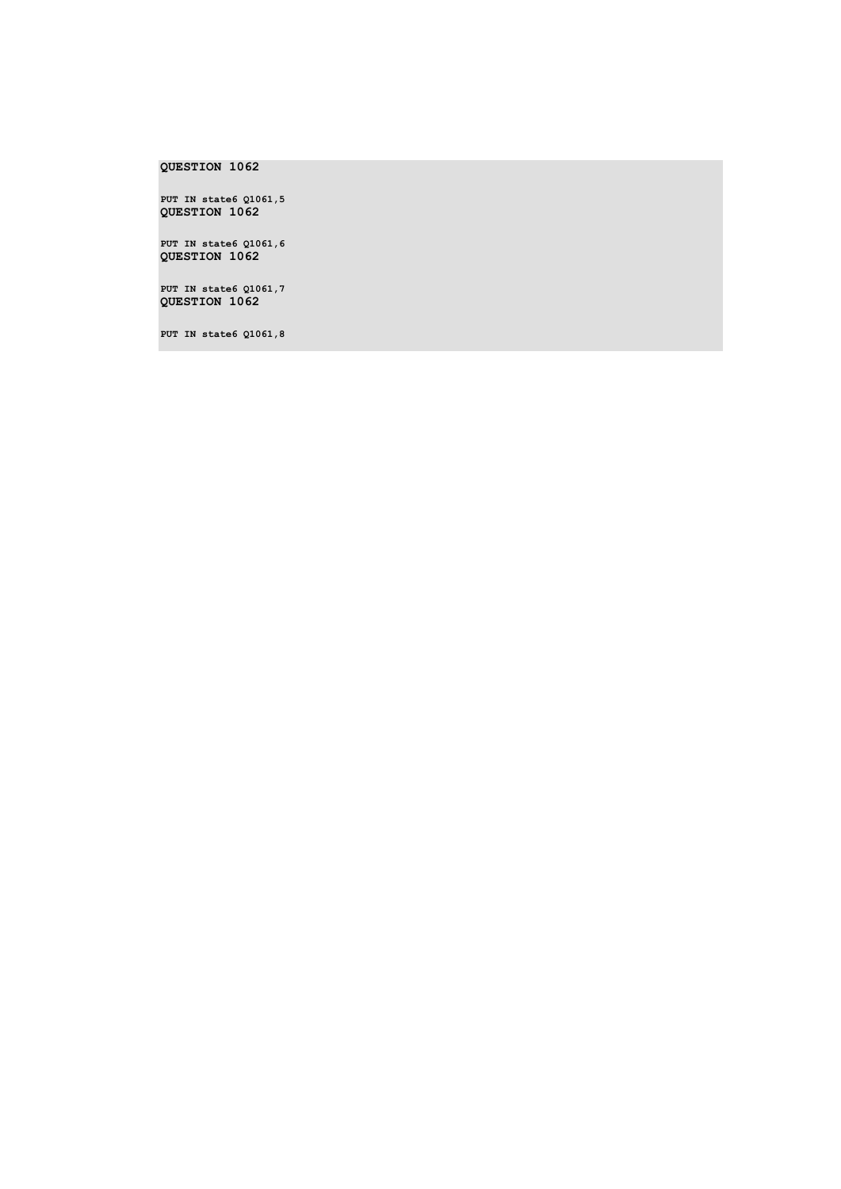**QUESTION 1062**

```
PUT IN state6 Q1061,5
```

**QUESTION 1062**

```
PUT IN state6 Q1061,6
```

**QUESTION 1062**

```
PUT IN state6 Q1061,7
```

**QUESTION 1062**

```
PUT IN state6 Q1061,8
```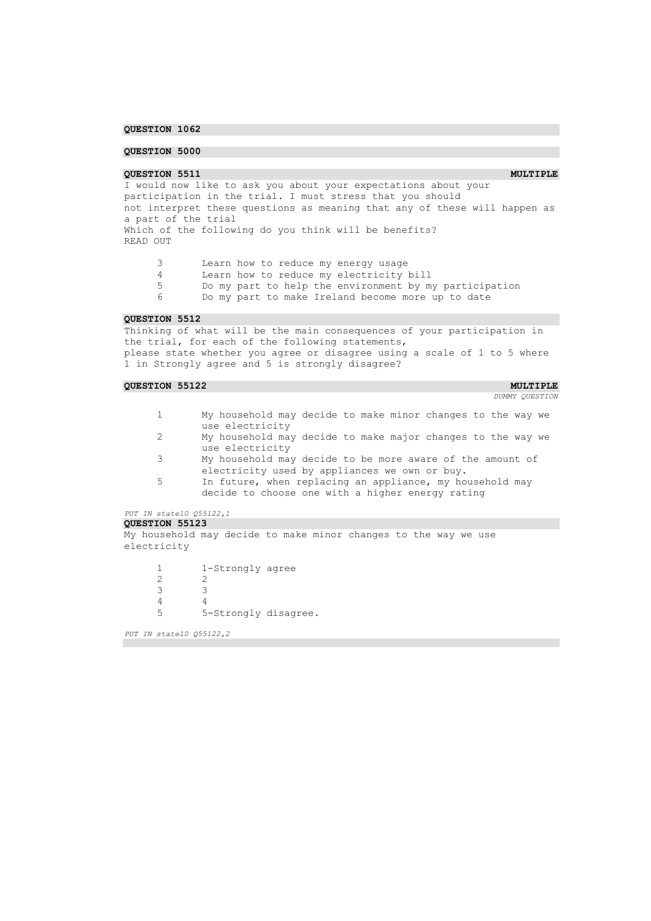**QUESTION 1062**

**QUESTION 5000**

**QUESTION 5511** **MULTIPLE**

I would now like to ask you about your expectations about your participation in the trial. I must stress that you should not interpret these questions as meaning that any of these will happen as a part of the trial
Which of the following do you think will be benefits?
READ OUT

| | |
|---|---|
| 3 | Learn how to reduce my energy usage |
| 4 | Learn how to reduce my electricity bill |
| 5 | Do my part to help the environment by my participation |
| 6 | Do my part to make Ireland become more up to date |

**QUESTION 5512**

Thinking of what will be the main consequences of your participation in the trial, for each of the following statements,
please state whether you agree or disagree using a scale of 1 to 5 where 1 in Strongly agree and 5 is strongly disagree?

**QUESTION 55122** **MULTIPLE**

*DUMMY QUESTION*

| | |
|---|---|
| 1 | My household may decide to make minor changes to the way we use electricity |
| 2 | My household may decide to make major changes to the way we use electricity |
| 3 | My household may decide to be more aware of the amount of electricity used by appliances we own or buy. |
| 5 | In future, when replacing an appliance, my household may decide to choose one with a higher energy rating |

*PUT IN state10 Q55122,1*

**QUESTION 55123**

My household may decide to make minor changes to the way we use electricity

| | |
|---|---|
| 1 | 1-Strongly agree |
| 2 | 2 |
| 3 | 3 |
| 4 | 4 |
| 5 | 5-Strongly disagree. |

*PUT IN state10 Q55122,2*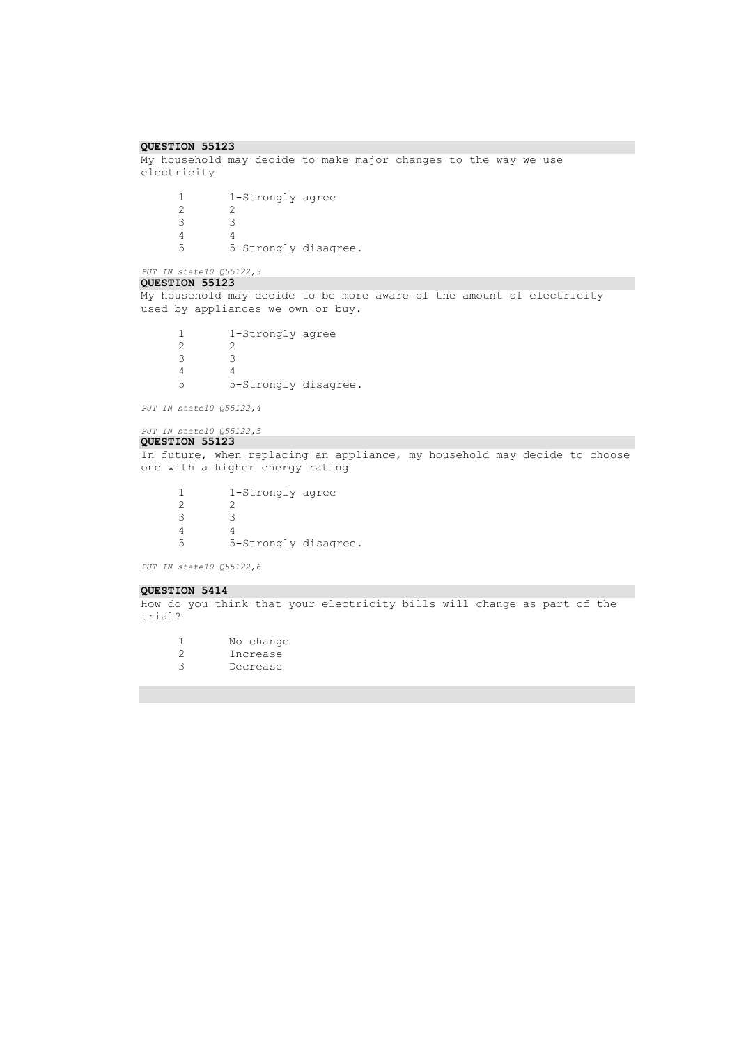**QUESTION 55123**

My household may decide to make major changes to the way we use electricity

1 1-Strongly agree
2 2
3 3
4 4
5 5-Strongly disagree.

*PUT IN state10 Q55122,3*

**QUESTION 55123**

My household may decide to be more aware of the amount of electricity used by appliances we own or buy.

1 1-Strongly agree
2 2
3 3
4 4
5 5-Strongly disagree.

*PUT IN state10 Q55122,4*

*PUT IN state10 Q55122,5*

**QUESTION 55123**

In future, when replacing an appliance, my household may decide to choose one with a higher energy rating

1 1-Strongly agree
2 2
3 3
4 4
5 5-Strongly disagree.

*PUT IN state10 Q55122,6*

**QUESTION 5414**

How do you think that your electricity bills will change as part of the trial?

1 No change
2 Increase
3 Decrease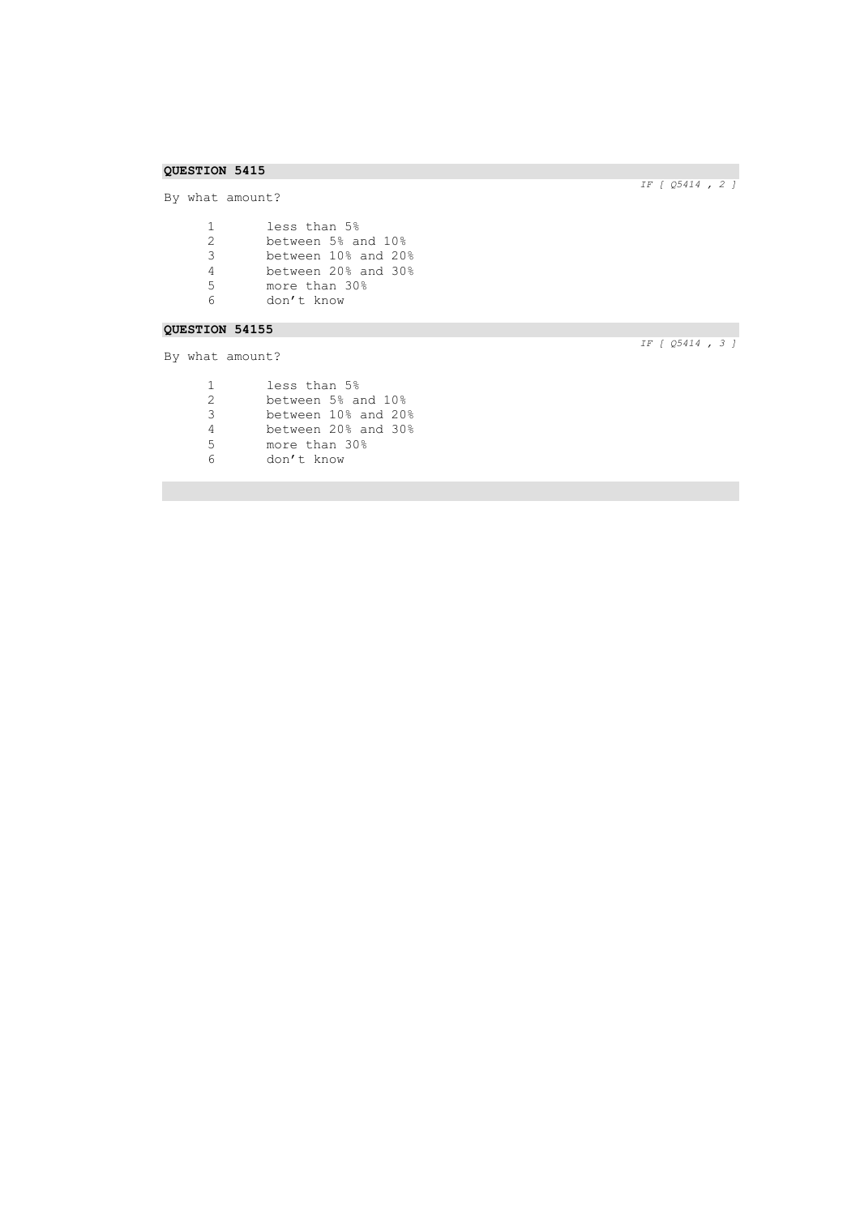**QUESTION 5415**

*IF [ Q5414 , 2 ]*

By what amount?

1. less than 5%
2. between 5% and 10%
3. between 10% and 20%
4. between 20% and 30%
5. more than 30%
6. don't know

**QUESTION 54155**

*IF [ Q5414 , 3 ]*

By what amount?

1. less than 5%
2. between 5% and 10%
3. between 10% and 20%
4. between 20% and 30%
5. more than 30%
6. don't know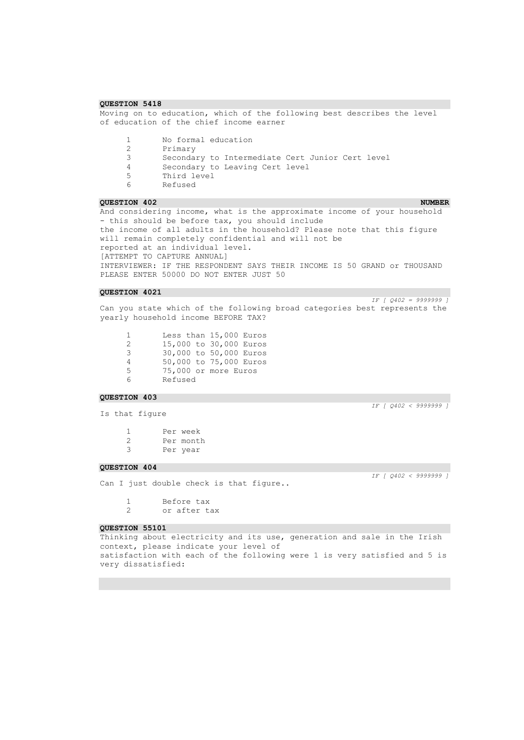**QUESTION 5418**

Moving on to education, which of the following best describes the level of education of the chief income earner

1 No formal education
2 Primary
3 Secondary to Intermediate Cert Junior Cert level
4 Secondary to Leaving Cert level
5 Third level
6 Refused

**QUESTION 402** **NUMBER**

And considering income, what is the approximate income of your household - this should be before tax, you should include
the income of all adults in the household? Please note that this figure will remain completely confidential and will not be
reported at an individual level.
[ATTEMPT TO CAPTURE ANNUAL]
INTERVIEWER: IF THE RESPONDENT SAYS THEIR INCOME IS 50 GRAND or THOUSAND PLEASE ENTER 50000 DO NOT ENTER JUST 50

**QUESTION 4021**

*IF [ Q402 = 9999999 ]*

Can you state which of the following broad categories best represents the yearly household income BEFORE TAX?

1 Less than 15,000 Euros
2 15,000 to 30,000 Euros
3 30,000 to 50,000 Euros
4 50,000 to 75,000 Euros
5 75,000 or more Euros
6 Refused

**QUESTION 403**

*IF [ Q402 < 9999999 ]*

Is that figure

1 Per week
2 Per month
3 Per year

**QUESTION 404**

*IF [ Q402 < 9999999 ]*

Can I just double check is that figure..

1 Before tax
2 or after tax

**QUESTION 55101**

Thinking about electricity and its use, generation and sale in the Irish context, please indicate your level of
satisfaction with each of the following were 1 is very satisfied and 5 is very dissatisfied: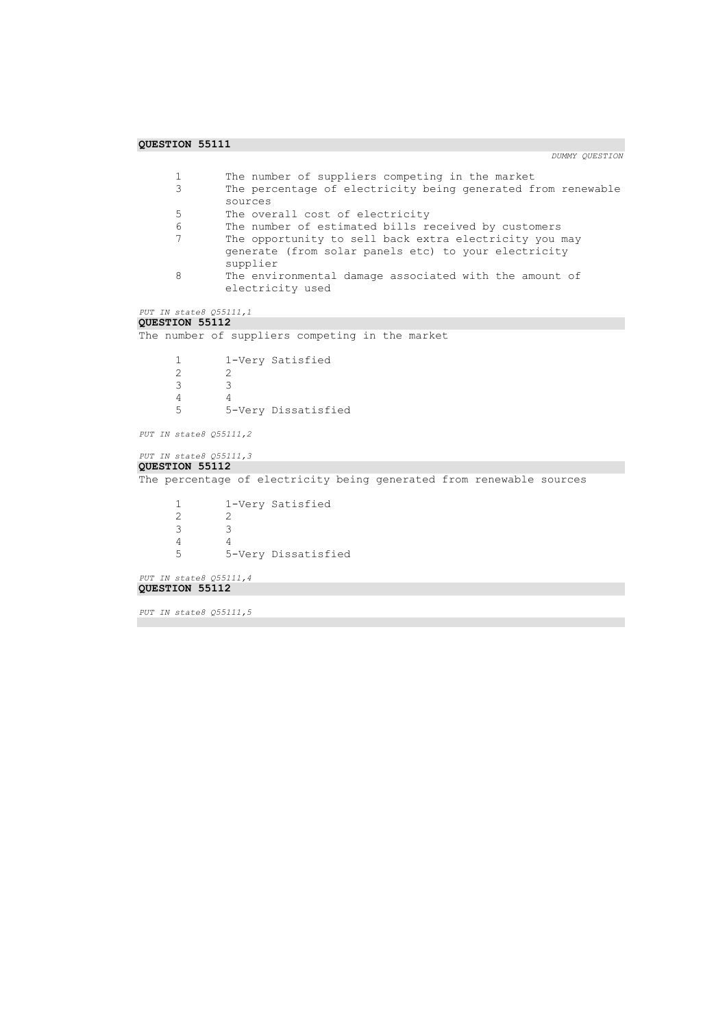**QUESTION 55111**

*DUMMY QUESTION*

| | |
|---|---|
| 1 | The number of suppliers competing in the market |
| 3 | The percentage of electricity being generated from renewable sources |
| 5 | The overall cost of electricity |
| 6 | The number of estimated bills received by customers |
| 7 | The opportunity to sell back extra electricity you may generate (from solar panels etc) to your electricity supplier |
| 8 | The environmental damage associated with the amount of electricity used |

*PUT IN state8 Q55111,1*

**QUESTION 55112**

The number of suppliers competing in the market

| | |
|---|---|
| 1 | 1-Very Satisfied |
| 2 | 2 |
| 3 | 3 |
| 4 | 4 |
| 5 | 5-Very Dissatisfied |

*PUT IN state8 Q55111,2*

*PUT IN state8 Q55111,3*

**QUESTION 55112**

The percentage of electricity being generated from renewable sources

| | |
|---|---|
| 1 | 1-Very Satisfied |
| 2 | 2 |
| 3 | 3 |
| 4 | 4 |
| 5 | 5-Very Dissatisfied |

*PUT IN state8 Q55111,4*

**QUESTION 55112**

*PUT IN state8 Q55111,5*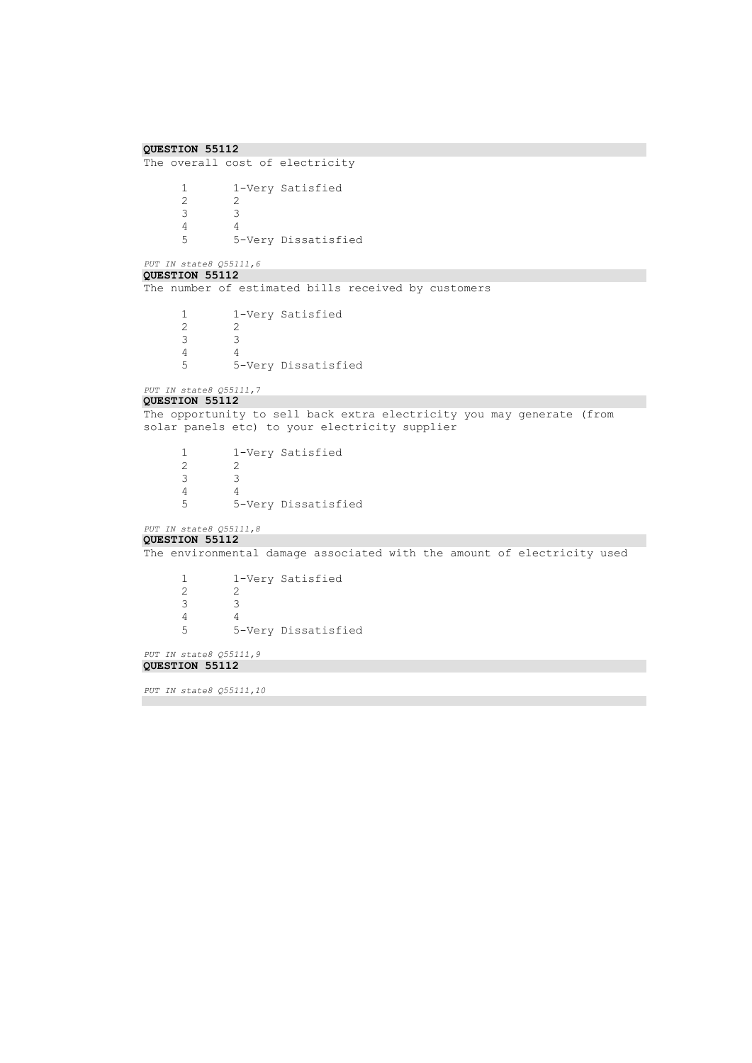**QUESTION 55112**

The overall cost of electricity

| | |
|---|---|
| 1 | 1-Very Satisfied |
| 2 | 2 |
| 3 | 3 |
| 4 | 4 |
| 5 | 5-Very Dissatisfied |

*PUT IN state8 Q55111,6*

**QUESTION 55112**

The number of estimated bills received by customers

| | |
|---|---|
| 1 | 1-Very Satisfied |
| 2 | 2 |
| 3 | 3 |
| 4 | 4 |
| 5 | 5-Very Dissatisfied |

*PUT IN state8 Q55111,7*

**QUESTION 55112**

The opportunity to sell back extra electricity you may generate (from solar panels etc) to your electricity supplier

| | |
|---|---|
| 1 | 1-Very Satisfied |
| 2 | 2 |
| 3 | 3 |
| 4 | 4 |
| 5 | 5-Very Dissatisfied |

*PUT IN state8 Q55111,8*

**QUESTION 55112**

The environmental damage associated with the amount of electricity used

| | |
|---|---|
| 1 | 1-Very Satisfied |
| 2 | 2 |
| 3 | 3 |
| 4 | 4 |
| 5 | 5-Very Dissatisfied |

*PUT IN state8 Q55111,9*

**QUESTION 55112**

*PUT IN state8 Q55111,10*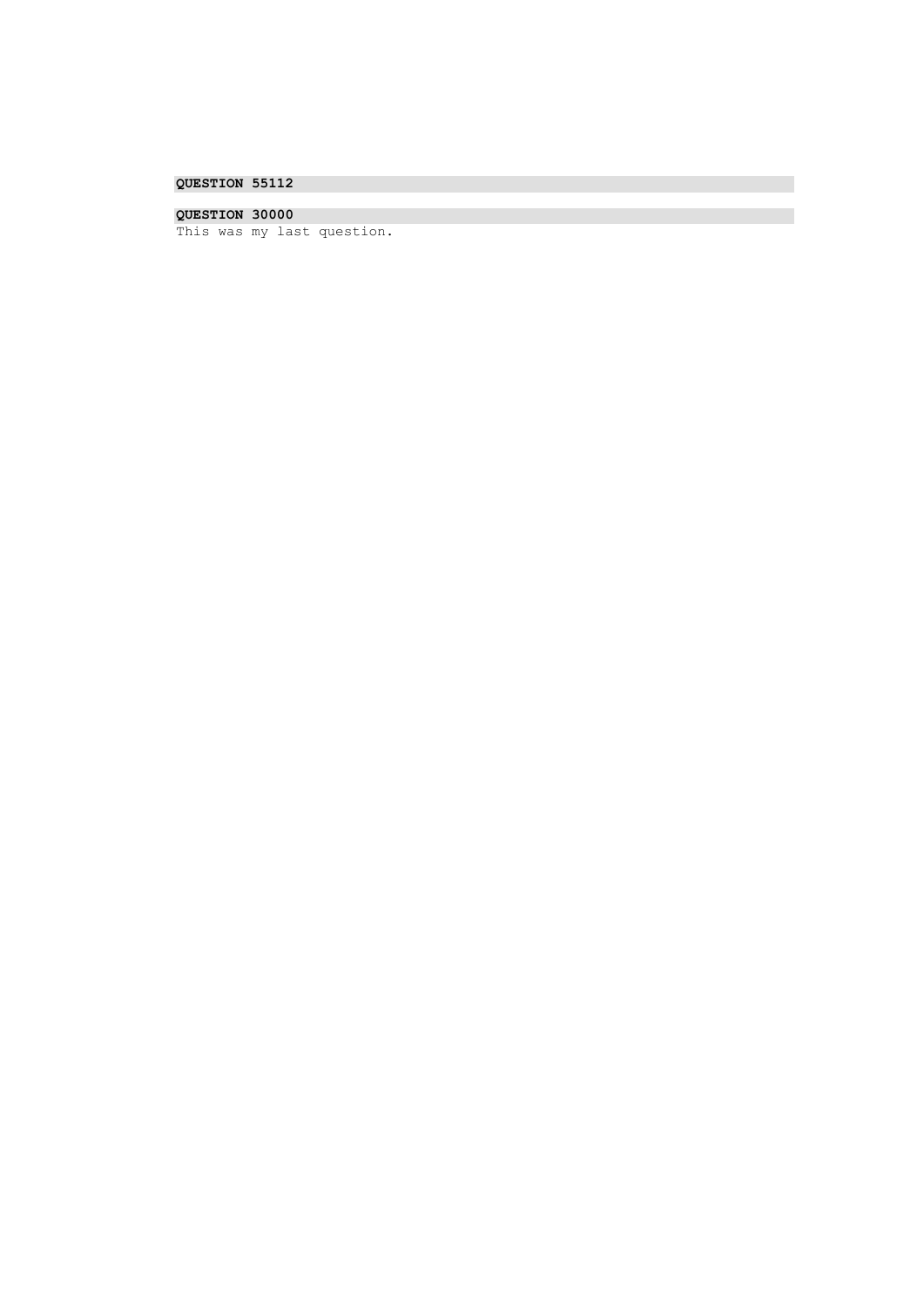**QUESTION 55112**

**QUESTION 30000**

This was my last question.